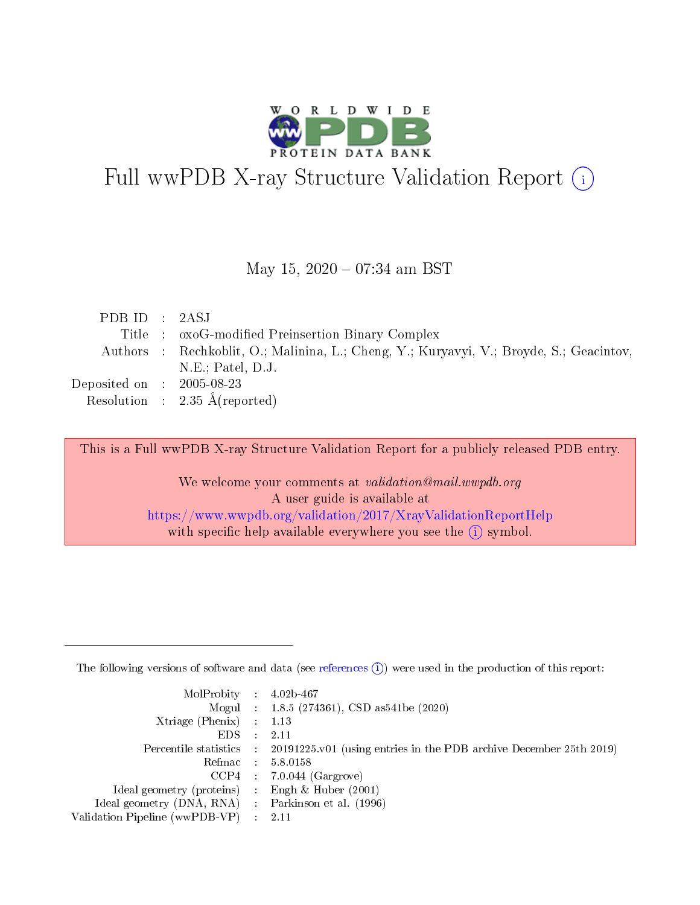# Full wwPDB X-ray Structure Validation Report (i)

May 15, 2020 – 07:34 am BST

| | | |
|---|---|---|
| PDB ID | : | 2ASJ |
| Title | : | oxoG-modified Preinsertion Binary Complex |
| Authors | : | Rechkoblit, O.; Malinina, L.; Cheng, Y.; Kuryavyi, V.; Broyde, S.; Geacintov, N.E.; Patel, D.J. |
| Deposited on | : | 2005-08-23 |
| Resolution | : | 2.35 Å(reported) |

This is a Full wwPDB X-ray Structure Validation Report for a publicly released PDB entry.

We welcome your comments at *validation@mail.wwpdb.org*
A user guide is available at
https://www.wwpdb.org/validation/2017/XrayValidationReportHelp
with specific help available everywhere you see the (i) symbol.

---

The following versions of software and data (see references (i)) were used in the production of this report:

| | | |
|---|---|---|
| MolProbity | : | 4.02b-467 |
| Mogul | : | 1.8.5 (274361), CSD as541be (2020) |
| Xtriage (Phenix) | : | 1.13 |
| EDS | : | 2.11 |
| Percentile statistics | : | 20191225.v01 (using entries in the PDB archive December 25th 2019) |
| Refmac | : | 5.8.0158 |
| CCP4 | : | 7.0.044 (Gargrove) |
| Ideal geometry (proteins) | : | Engh & Huber (2001) |
| Ideal geometry (DNA, RNA) | : | Parkinson et al. (1996) |
| Validation Pipeline (wwPDB-VP) | : | 2.11 |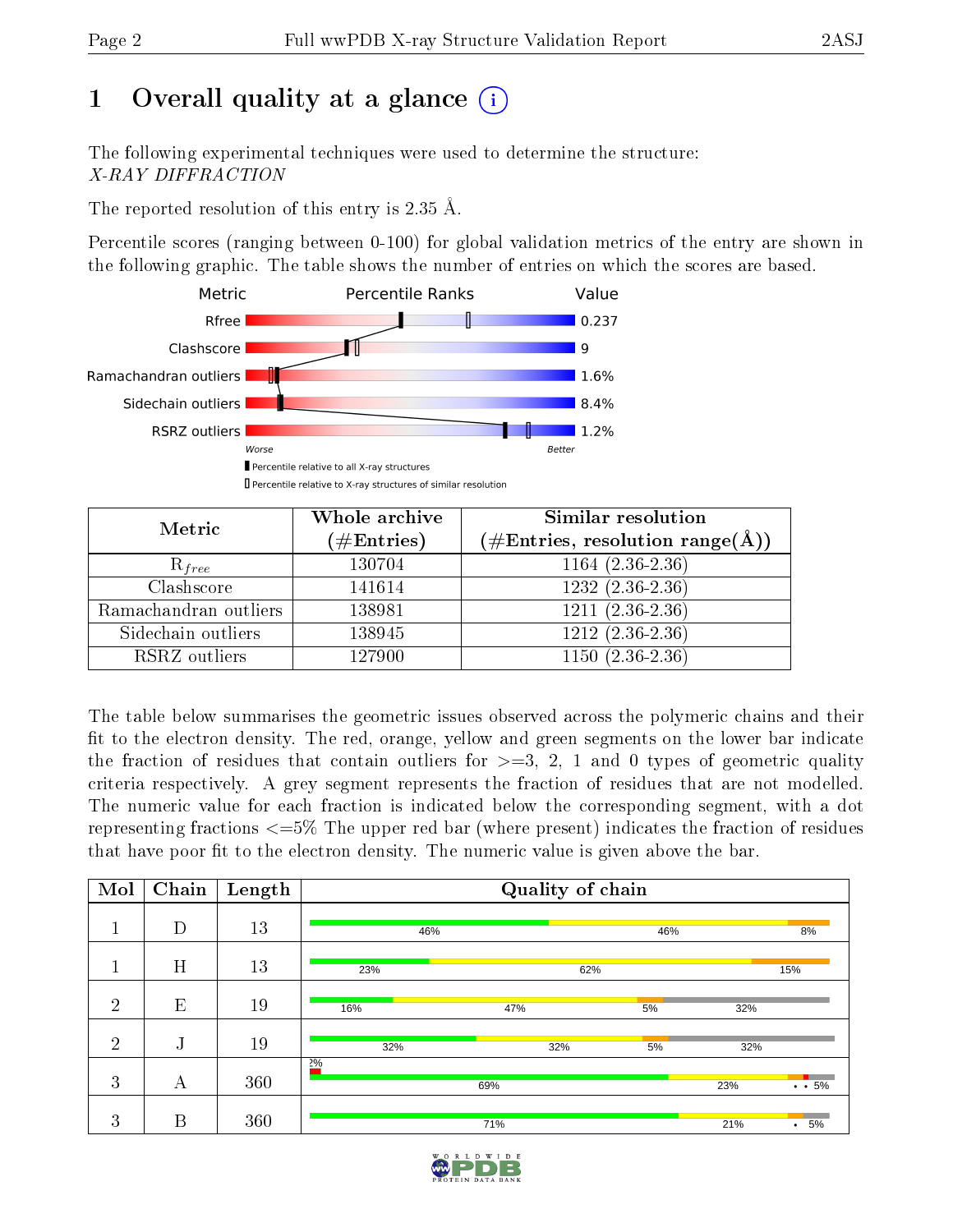# 1 Overall quality at a glance

The following experimental techniques were used to determine the structure:
*X-RAY DIFFRACTION*

The reported resolution of this entry is 2.35 Å.

Percentile scores (ranging between 0-100) for global validation metrics of the entry are shown in the following graphic. The table shows the number of entries on which the scores are based.

| Metric | Value |
|---|---|
| Rfree | 0.237 |
| Clashscore | 9 |
| Ramachandran outliers | 1.6% |
| Sidechain outliers | 8.4% |
| RSRZ outliers | 1.2% |

Worse — Better

▮ Percentile relative to all X-ray structures

▯ Percentile relative to X-ray structures of similar resolution

| Metric | Whole archive (#Entries) | Similar resolution (#Entries, resolution range(Å)) |
|---|---|---|
| $R_{free}$ | 130704 | 1164 (2.36-2.36) |
| Clashscore | 141614 | 1232 (2.36-2.36) |
| Ramachandran outliers | 138981 | 1211 (2.36-2.36) |
| Sidechain outliers | 138945 | 1212 (2.36-2.36) |
| RSRZ outliers | 127900 | 1150 (2.36-2.36) |

The table below summarises the geometric issues observed across the polymeric chains and their fit to the electron density. The red, orange, yellow and green segments on the lower bar indicate the fraction of residues that contain outliers for >=3, 2, 1 and 0 types of geometric quality criteria respectively. A grey segment represents the fraction of residues that are not modelled. The numeric value for each fraction is indicated below the corresponding segment, with a dot representing fractions <=5% The upper red bar (where present) indicates the fraction of residues that have poor fit to the electron density. The numeric value is given above the bar.

| Mol | Chain | Length | Quality of chain |
|---|---|---|---|
| 1 | D | 13 | 46%, 46%, 8% |
| 1 | H | 13 | 23%, 62%, 15% |
| 2 | E | 19 | 16%, 47%, 5%, 32% |
| 2 | J | 19 | 32%, 32%, 5%, 32% |
| 3 | A | 360 | 2% (upper); 69%, 23%, • •, 5% |
| 3 | B | 360 | 71%, 21%, •, 5% |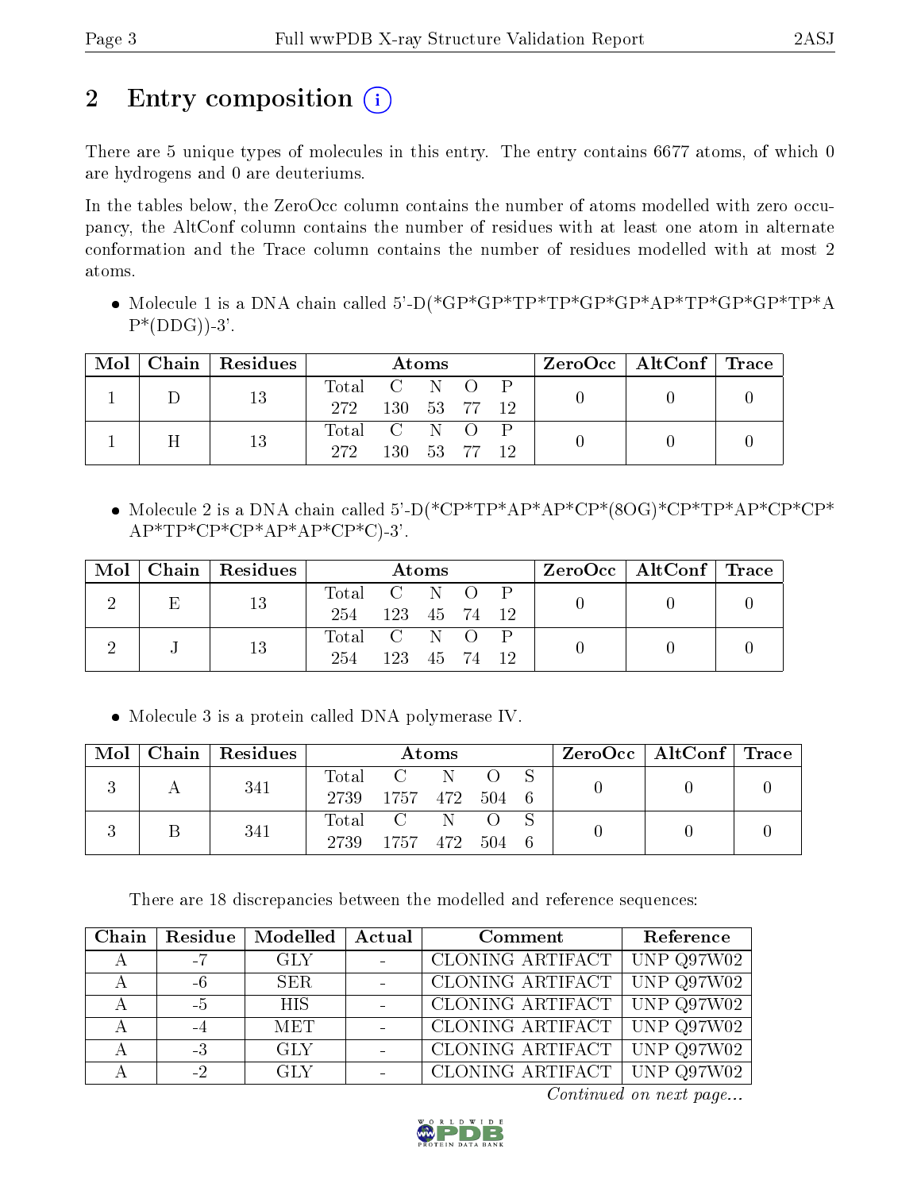## 2 Entry composition

There are 5 unique types of molecules in this entry. The entry contains 6677 atoms, of which 0 are hydrogens and 0 are deuteriums.

In the tables below, the ZeroOcc column contains the number of atoms modelled with zero occupancy, the AltConf column contains the number of residues with at least one atom in alternate conformation and the Trace column contains the number of residues modelled with at most 2 atoms.

- Molecule 1 is a DNA chain called 5'-D(*GP*GP*TP*TP*GP*GP*AP*TP*GP*GP*TP*AP*(DDG))-3'.

| Mol | Chain | Residues | Atoms | | | | | ZeroOcc | AltConf | Trace |
|---|---|---|---|---|---|---|---|---|---|---|
| 1 | D | 13 | Total | C | N | O | P | 0 | 0 | 0 |
| | | | 272 | 130 | 53 | 77 | 12 | | | |
| 1 | H | 13 | Total | C | N | O | P | 0 | 0 | 0 |
| | | | 272 | 130 | 53 | 77 | 12 | | | |

- Molecule 2 is a DNA chain called 5'-D(*CP*TP*AP*AP*CP*(8OG)*CP*TP*AP*CP*CP*AP*TP*CP*CP*AP*AP*CP*C)-3'.

| Mol | Chain | Residues | Atoms | | | | | ZeroOcc | AltConf | Trace |
|---|---|---|---|---|---|---|---|---|---|---|
| 2 | E | 13 | Total | C | N | O | P | 0 | 0 | 0 |
| | | | 254 | 123 | 45 | 74 | 12 | | | |
| 2 | J | 13 | Total | C | N | O | P | 0 | 0 | 0 |
| | | | 254 | 123 | 45 | 74 | 12 | | | |

- Molecule 3 is a protein called DNA polymerase IV.

| Mol | Chain | Residues | Atoms | | | | | ZeroOcc | AltConf | Trace |
|---|---|---|---|---|---|---|---|---|---|---|
| 3 | A | 341 | Total | C | N | O | S | 0 | 0 | 0 |
| | | | 2739 | 1757 | 472 | 504 | 6 | | | |
| 3 | B | 341 | Total | C | N | O | S | 0 | 0 | 0 |
| | | | 2739 | 1757 | 472 | 504 | 6 | | | |

There are 18 discrepancies between the modelled and reference sequences:

| Chain | Residue | Modelled | Actual | Comment | Reference |
|---|---|---|---|---|---|
| A | -7 | GLY | - | CLONING ARTIFACT | UNP Q97W02 |
| A | -6 | SER | - | CLONING ARTIFACT | UNP Q97W02 |
| A | -5 | HIS | - | CLONING ARTIFACT | UNP Q97W02 |
| A | -4 | MET | - | CLONING ARTIFACT | UNP Q97W02 |
| A | -3 | GLY | - | CLONING ARTIFACT | UNP Q97W02 |
| A | -2 | GLY | - | CLONING ARTIFACT | UNP Q97W02 |

*Continued on next page...*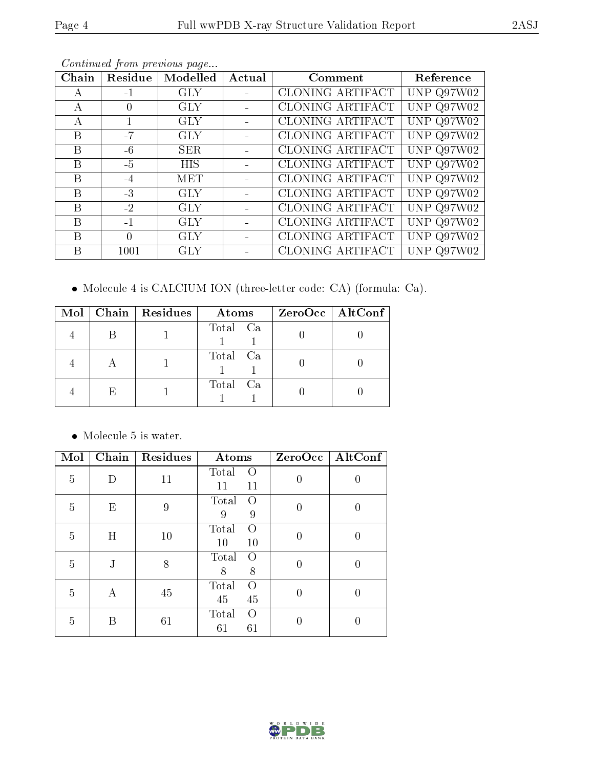*Continued from previous page...*

| Chain | Residue | Modelled | Actual | Comment | Reference |
|---|---|---|---|---|---|
| A | -1 | GLY | - | CLONING ARTIFACT | UNP Q97W02 |
| A | 0 | GLY | - | CLONING ARTIFACT | UNP Q97W02 |
| A | 1 | GLY | - | CLONING ARTIFACT | UNP Q97W02 |
| B | -7 | GLY | - | CLONING ARTIFACT | UNP Q97W02 |
| B | -6 | SER | - | CLONING ARTIFACT | UNP Q97W02 |
| B | -5 | HIS | - | CLONING ARTIFACT | UNP Q97W02 |
| B | -4 | MET | - | CLONING ARTIFACT | UNP Q97W02 |
| B | -3 | GLY | - | CLONING ARTIFACT | UNP Q97W02 |
| B | -2 | GLY | - | CLONING ARTIFACT | UNP Q97W02 |
| B | -1 | GLY | - | CLONING ARTIFACT | UNP Q97W02 |
| B | 0 | GLY | - | CLONING ARTIFACT | UNP Q97W02 |
| B | 1001 | GLY | - | CLONING ARTIFACT | UNP Q97W02 |

- Molecule 4 is CALCIUM ION (three-letter code: CA) (formula: Ca).

| Mol | Chain | Residues | Atoms | ZeroOcc | AltConf |
|---|---|---|---|---|---|
| 4 | B | 1 | Total Ca<br>1 1 | 0 | 0 |
| 4 | A | 1 | Total Ca<br>1 1 | 0 | 0 |
| 4 | E | 1 | Total Ca<br>1 1 | 0 | 0 |

- Molecule 5 is water.

| Mol | Chain | Residues | Atoms | ZeroOcc | AltConf |
|---|---|---|---|---|---|
| 5 | D | 11 | Total O<br>11 11 | 0 | 0 |
| 5 | E | 9 | Total O<br>9 9 | 0 | 0 |
| 5 | H | 10 | Total O<br>10 10 | 0 | 0 |
| 5 | J | 8 | Total O<br>8 8 | 0 | 0 |
| 5 | A | 45 | Total O<br>45 45 | 0 | 0 |
| 5 | B | 61 | Total O<br>61 61 | 0 | 0 |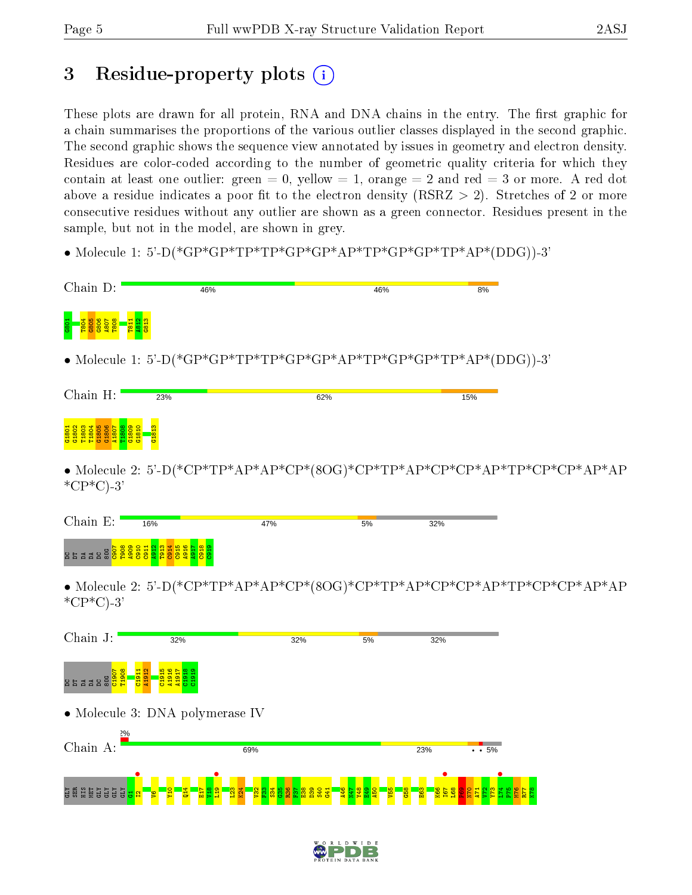# 3 Residue-property plots

These plots are drawn for all protein, RNA and DNA chains in the entry. The first graphic for a chain summarises the proportions of the various outlier classes displayed in the second graphic. The second graphic shows the sequence view annotated by issues in geometry and electron density. Residues are color-coded according to the number of geometric quality criteria for which they contain at least one outlier: green = 0, yellow = 1, orange = 2 and red = 3 or more. A red dot above a residue indicates a poor fit to the electron density (RSRZ > 2). Stretches of 2 or more consecutive residues without any outlier are shown as a green connector. Residues present in the sample, but not in the model, are shown in grey.

- Molecule 1: 5'-D(*GP*GP*TP*TP*GP*GP*AP*TP*GP*GP*TP*AP*(DDG))-3'

Chain D: 46% | 46% | 8%

G801 T804 G805 G806 A807 T808 T811 A812 G813

- Molecule 1: 5'-D(*GP*GP*TP*TP*GP*GP*AP*TP*GP*GP*TP*AP*(DDG))-3'

Chain H: 23% | 62% | 15%

G1801 G1802 T1803 T1804 G1805 G1806 A1807 T1808 G1809 G1810 G1813

- Molecule 2: 5'-D(*CP*TP*AP*AP*CP*(8OG)*CP*TP*AP*CP*CP*AP*TP*CP*CP*AP*AP*CP*C)-3'

Chain E: 16% | 47% | 5% | 32%

DC DT DA DA DC 8OG C907 T908 A909 C910 C911 A912 T913 C914 C915 A916 A917 C918 C919

- Molecule 2: 5'-D(*CP*TP*AP*AP*CP*(8OG)*CP*TP*AP*CP*CP*AP*TP*CP*CP*AP*AP*CP*C)-3'

Chain J: 32% | 32% | 5% | 32%

DC DT DA DA DC 8OG C1907 T1908 C1911 A1912 C1915 A1916 A1917 C1918 C1919

- Molecule 3: DNA polymerase IV

Chain A: 2% | 69% | 23% | • • 5%

GLY SER HIS MET GLY GLY GLY GLY G1 I2 V6 Y10 Q14 E17 V18 L19 L23 K24 V32 F33 S34 G35 R36 F37 E38 D39 S40 G41 A46 K47 Y48 R49 A50 V55 G58 E63 K66 I67 L68 P69 N70 A71 V72 Y73 L74 P75 M76 R77 K78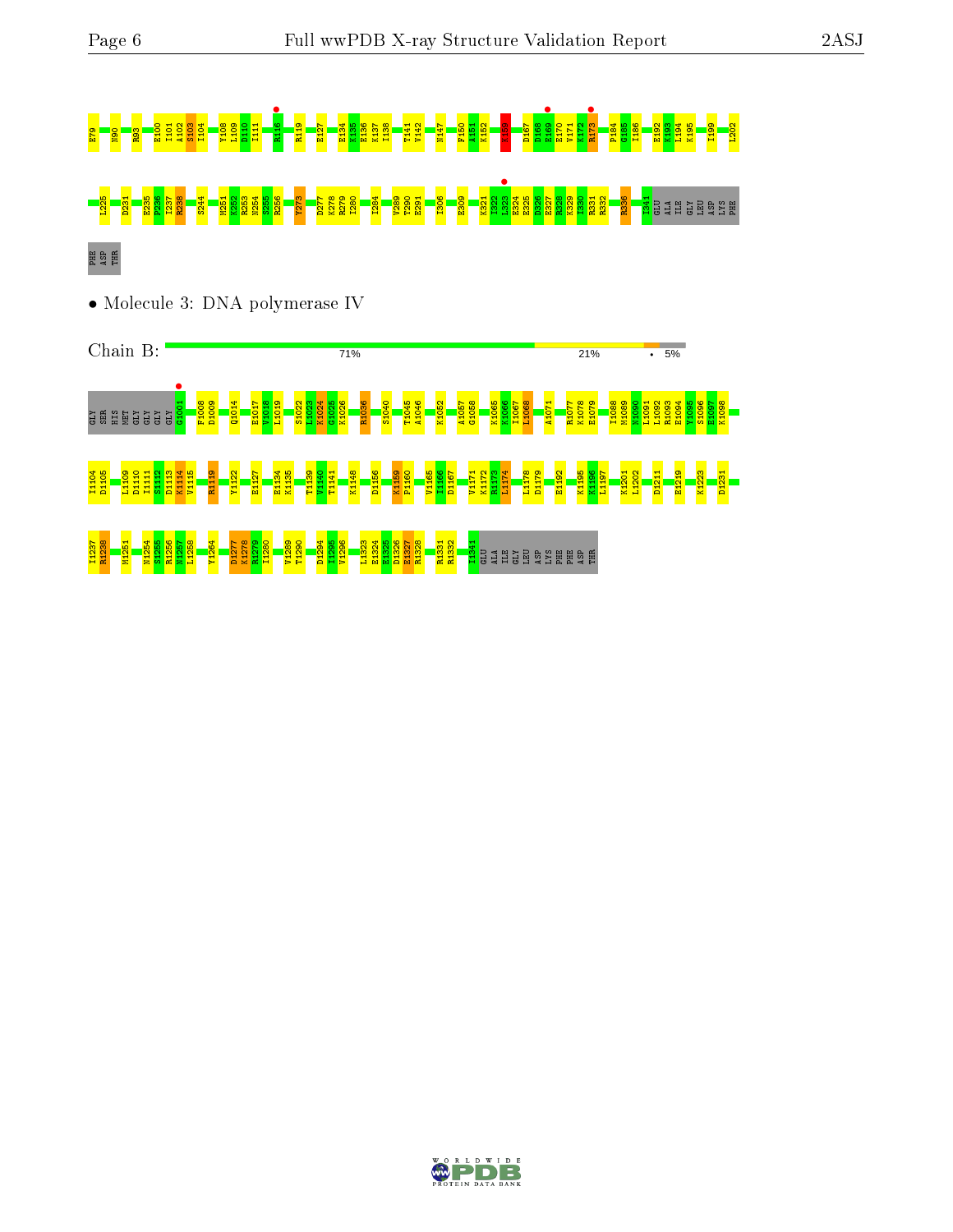E79 N90 R93 E100 I101 A102 S103 I104 Y108 L109 D110 I111 R116 R119 E127 E134 K135 E136 K137 I138 T141 V142 N147 F150 A151 K152 K159 D167 D168 E169 E170 V171 K172 R173 P184 G185 I186 E192 K193 L194 K195 I199 L202

L225 D231 E235 F236 I237 R238 S244 M251 K252 R253 N254 S255 R256 Y273 D277 K278 R279 I280 I284 V289 T290 E291 I306 E309 K321 I322 I323 E324 E325 D326 E327 R328 K329 I330 R331 R332 R336 I341 GLU ALA ILE GLY LEU ASP LYS PHE

PHE ASP THR

- Molecule 3: DNA polymerase IV

Chain B: 71% | 21% | • | 5%

GLY SER HIS MET GLY GLY GLY G1001 F1008 D1009 Q1014 E1017 Y1018 L1019 S1022 L1023 K1024 G1025 K1026 R1036 S1040 T1045 A1046 K1052 A1057 G1058 K1065 K1066 I1067 L1068 A1071 R1077 K1078 E1079 I1088 M1089 N1090 L1091 L1092 R1093 E1094 Y1095 S1096 E1097 K1098

T1104 D1105 L1109 D1110 I1111 S1112 D1113 K1114 V1115 R1119 Y1122 E1127 E1134 K1135 T1139 V1140 T1141 K1148 D1156 K1159 P1160 V1165 I1166 D1167 V1171 K1172 R1173 L1174 L1178 D1179 E1192 K1195 K1196 L1197 K1201 L1202 D1211 E1219 K1223 D1231

I1237 R1238 M1251 N1254 S1255 R1256 N1257 L1258 Y1264 D1277 K1278 R1279 I1280 V1289 T1290 D1294 I1295 V1296 L1323 E1324 E1325 D1326 E1327 R1328 R1331 R1332 I1341 GLU ALA ILE GLY LEU ASP LYS PHE PHE ASP THR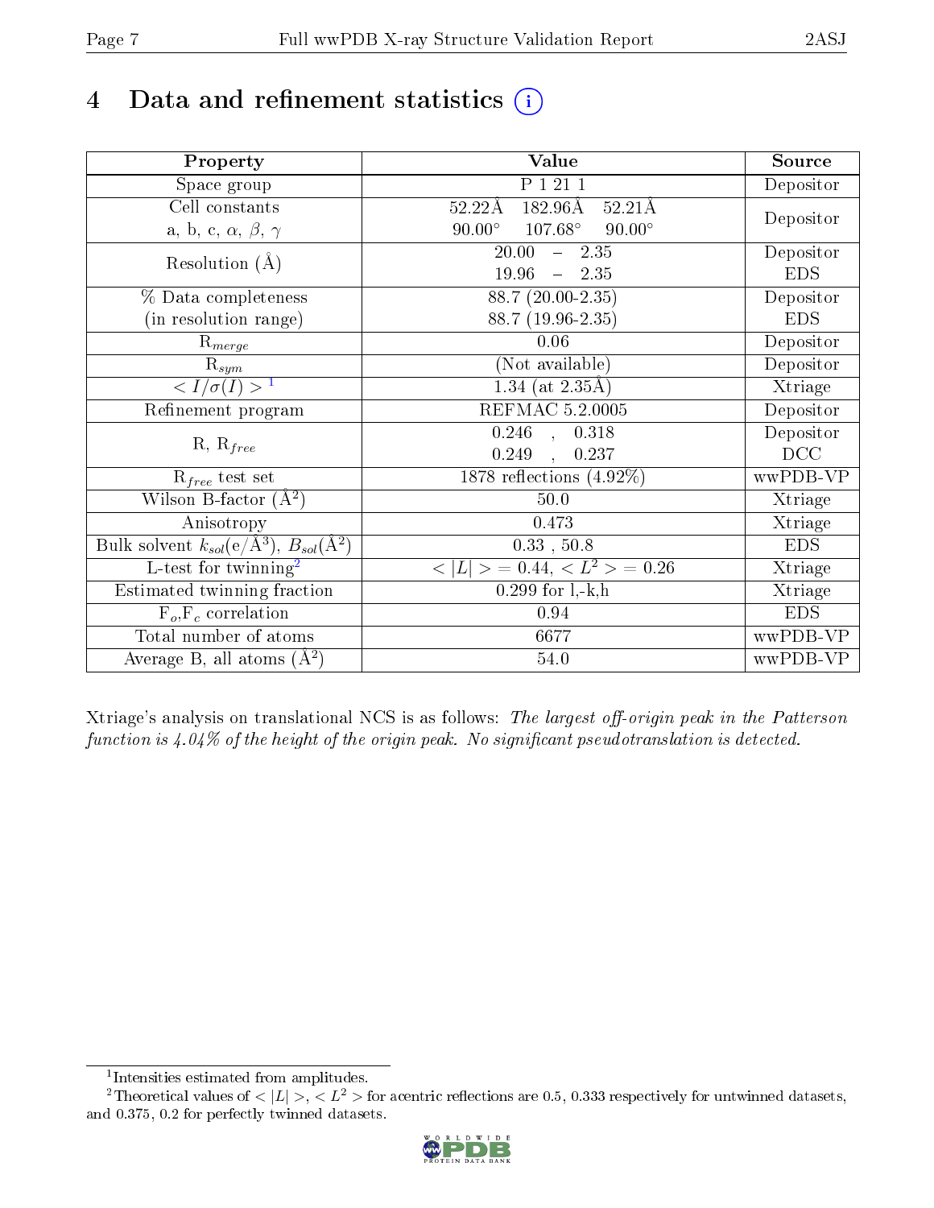# 4 Data and refinement statistics (i)

| Property | Value | Source |
|---|---|---|
| Space group | P 1 21 1 | Depositor |
| Cell constants<br>a, b, c, $\alpha$, $\beta$, $\gamma$ | 52.22Å 182.96Å 52.21Å<br>90.00° 107.68° 90.00° | Depositor |
| Resolution (Å) | 20.00 – 2.35<br>19.96 – 2.35 | Depositor<br>EDS |
| % Data completeness<br>(in resolution range) | 88.7 (20.00-2.35)<br>88.7 (19.96-2.35) | Depositor<br>EDS |
| $R_{merge}$ | 0.06 | Depositor |
| $R_{sym}$ | (Not available) | Depositor |
| $< I/\sigma(I) >$ [1] | 1.34 (at 2.35Å) | Xtriage |
| Refinement program | REFMAC 5.2.0005 | Depositor |
| R, $R_{free}$ | 0.246 , 0.318<br>0.249 , 0.237 | Depositor<br>DCC |
| $R_{free}$ test set | 1878 reflections (4.92%) | wwPDB-VP |
| Wilson B-factor (Å$^2$) | 50.0 | Xtriage |
| Anisotropy | 0.473 | Xtriage |
| Bulk solvent $k_{sol}$(e/Å$^3$), $B_{sol}$(Å$^2$) | 0.33 , 50.8 | EDS |
| L-test for twinning[2] | $< \|L\| >$ = 0.44, $< L^2 >$ = 0.26 | Xtriage |
| Estimated twinning fraction | 0.299 for l,-k,h | Xtriage |
| $F_o$,$F_c$ correlation | 0.94 | EDS |
| Total number of atoms | 6677 | wwPDB-VP |
| Average B, all atoms (Å$^2$) | 54.0 | wwPDB-VP |

Xtriage's analysis on translational NCS is as follows: *The largest off-origin peak in the Patterson function is 4.04% of the height of the origin peak. No significant pseudotranslation is detected.*

[1] Intensities estimated from amplitudes.

[2] Theoretical values of $< |L| >$, $< L^2 >$ for acentric reflections are 0.5, 0.333 respectively for untwinned datasets, and 0.375, 0.2 for perfectly twinned datasets.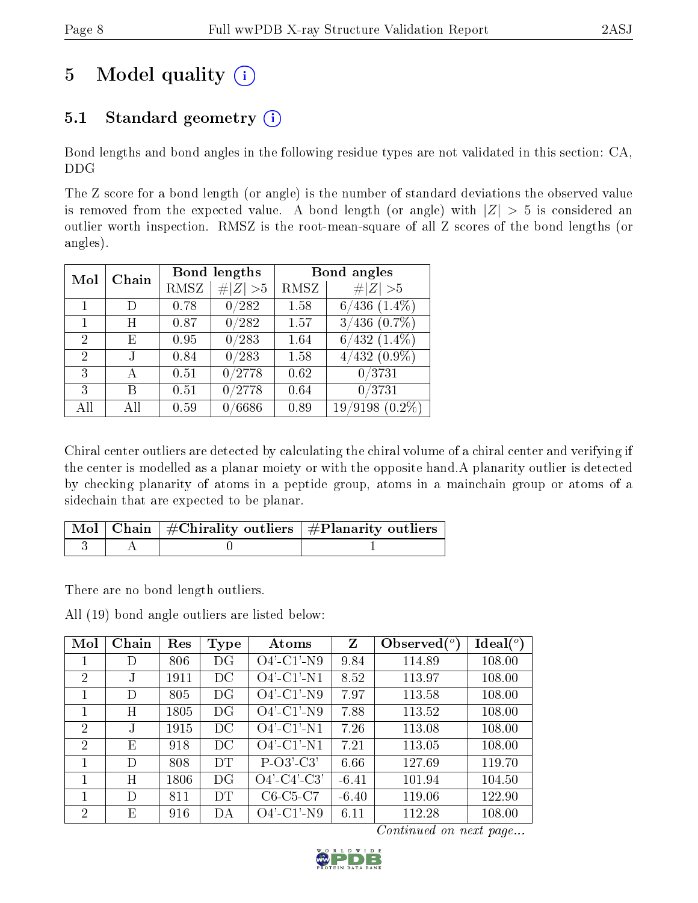# 5 Model quality (i)

## 5.1 Standard geometry (i)

Bond lengths and bond angles in the following residue types are not validated in this section: CA, DDG

The Z score for a bond length (or angle) is the number of standard deviations the observed value is removed from the expected value. A bond length (or angle) with $|Z| > 5$ is considered an outlier worth inspection. RMSZ is the root-mean-square of all Z scores of the bond lengths (or angles).

| Mol | Chain | Bond lengths | | Bond angles | |
|---|---|---|---|---|---|
| | | RMSZ | #\|Z\| >5 | RMSZ | #\|Z\| >5 |
| 1 | D | 0.78 | 0/282 | 1.58 | 6/436 (1.4%) |
| 1 | H | 0.87 | 0/282 | 1.57 | 3/436 (0.7%) |
| 2 | E | 0.95 | 0/283 | 1.64 | 6/432 (1.4%) |
| 2 | J | 0.84 | 0/283 | 1.58 | 4/432 (0.9%) |
| 3 | A | 0.51 | 0/2778 | 0.62 | 0/3731 |
| 3 | B | 0.51 | 0/2778 | 0.64 | 0/3731 |
| All | All | 0.59 | 0/6686 | 0.89 | 19/9198 (0.2%) |

Chiral center outliers are detected by calculating the chiral volume of a chiral center and verifying if the center is modelled as a planar moiety or with the opposite hand.A planarity outlier is detected by checking planarity of atoms in a peptide group, atoms in a mainchain group or atoms of a sidechain that are expected to be planar.

| Mol | Chain | #Chirality outliers | #Planarity outliers |
|---|---|---|---|
| 3 | A | 0 | 1 |

There are no bond length outliers.

All (19) bond angle outliers are listed below:

| Mol | Chain | Res | Type | Atoms | Z | Observed(°) | Ideal(°) |
|---|---|---|---|---|---|---|---|
| 1 | D | 806 | DG | O4'-C1'-N9 | 9.84 | 114.89 | 108.00 |
| 2 | J | 1911 | DC | O4'-C1'-N1 | 8.52 | 113.97 | 108.00 |
| 1 | D | 805 | DG | O4'-C1'-N9 | 7.97 | 113.58 | 108.00 |
| 1 | H | 1805 | DG | O4'-C1'-N9 | 7.88 | 113.52 | 108.00 |
| 2 | J | 1915 | DC | O4'-C1'-N1 | 7.26 | 113.08 | 108.00 |
| 2 | E | 918 | DC | O4'-C1'-N1 | 7.21 | 113.05 | 108.00 |
| 1 | D | 808 | DT | P-O3'-C3' | 6.66 | 127.69 | 119.70 |
| 1 | H | 1806 | DG | O4'-C4'-C3' | -6.41 | 101.94 | 104.50 |
| 1 | D | 811 | DT | C6-C5-C7 | -6.40 | 119.06 | 122.90 |
| 2 | E | 916 | DA | O4'-C1'-N9 | 6.11 | 112.28 | 108.00 |

*Continued on next page...*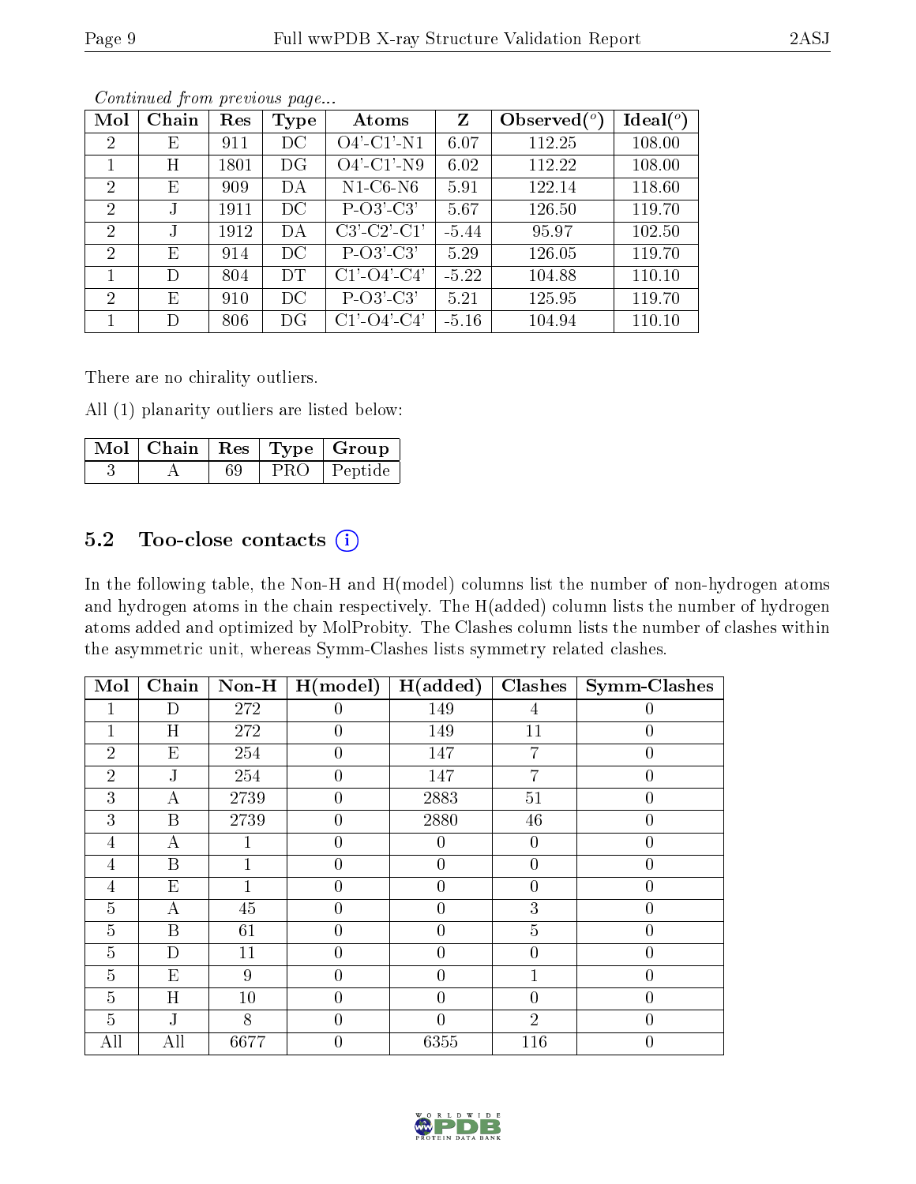*Continued from previous page...*

| Mol | Chain | Res | Type | Atoms | Z | Observed(°) | Ideal(°) |
|---|---|---|---|---|---|---|---|
| 2 | E | 911 | DC | O4'-C1'-N1 | 6.07 | 112.25 | 108.00 |
| 1 | H | 1801 | DG | O4'-C1'-N9 | 6.02 | 112.22 | 108.00 |
| 2 | E | 909 | DA | N1-C6-N6 | 5.91 | 122.14 | 118.60 |
| 2 | J | 1911 | DC | P-O3'-C3' | 5.67 | 126.50 | 119.70 |
| 2 | J | 1912 | DA | C3'-C2'-C1' | -5.44 | 95.97 | 102.50 |
| 2 | E | 914 | DC | P-O3'-C3' | 5.29 | 126.05 | 119.70 |
| 1 | D | 804 | DT | C1'-O4'-C4' | -5.22 | 104.88 | 110.10 |
| 2 | E | 910 | DC | P-O3'-C3' | 5.21 | 125.95 | 119.70 |
| 1 | D | 806 | DG | C1'-O4'-C4' | -5.16 | 104.94 | 110.10 |

There are no chirality outliers.

All (1) planarity outliers are listed below:

| Mol | Chain | Res | Type | Group |
|---|---|---|---|---|
| 3 | A | 69 | PRO | Peptide |

## 5.2 Too-close contacts

In the following table, the Non-H and H(model) columns list the number of non-hydrogen atoms and hydrogen atoms in the chain respectively. The H(added) column lists the number of hydrogen atoms added and optimized by MolProbity. The Clashes column lists the number of clashes within the asymmetric unit, whereas Symm-Clashes lists symmetry related clashes.

| Mol | Chain | Non-H | H(model) | H(added) | Clashes | Symm-Clashes |
|---|---|---|---|---|---|---|
| 1 | D | 272 | 0 | 149 | 4 | 0 |
| 1 | H | 272 | 0 | 149 | 11 | 0 |
| 2 | E | 254 | 0 | 147 | 7 | 0 |
| 2 | J | 254 | 0 | 147 | 7 | 0 |
| 3 | A | 2739 | 0 | 2883 | 51 | 0 |
| 3 | B | 2739 | 0 | 2880 | 46 | 0 |
| 4 | A | 1 | 0 | 0 | 0 | 0 |
| 4 | B | 1 | 0 | 0 | 0 | 0 |
| 4 | E | 1 | 0 | 0 | 0 | 0 |
| 5 | A | 45 | 0 | 0 | 3 | 0 |
| 5 | B | 61 | 0 | 0 | 5 | 0 |
| 5 | D | 11 | 0 | 0 | 0 | 0 |
| 5 | E | 9 | 0 | 0 | 1 | 0 |
| 5 | H | 10 | 0 | 0 | 0 | 0 |
| 5 | J | 8 | 0 | 0 | 2 | 0 |
| All | All | 6677 | 0 | 6355 | 116 | 0 |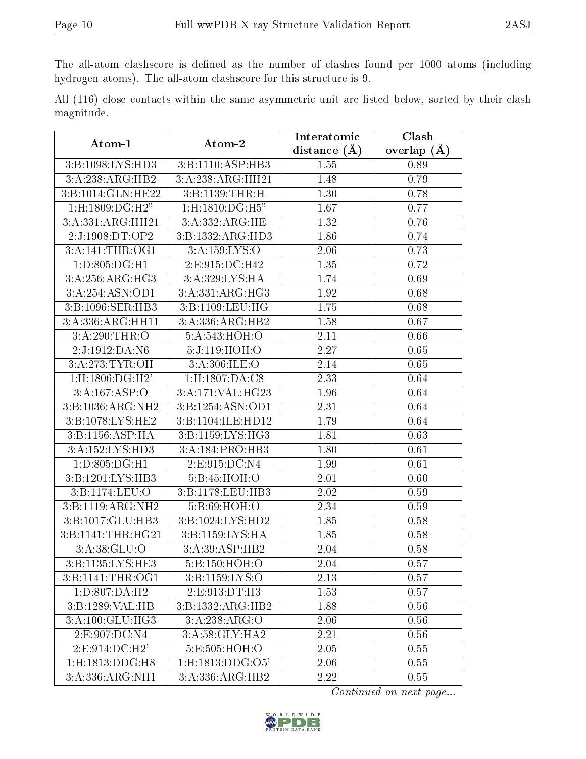The all-atom clashscore is defined as the number of clashes found per 1000 atoms (including hydrogen atoms). The all-atom clashscore for this structure is 9.

All (116) close contacts within the same asymmetric unit are listed below, sorted by their clash magnitude.

| Atom-1 | Atom-2 | Interatomic distance (Å) | Clash overlap (Å) |
|---|---|---|---|
| 3:B:1098:LYS:HD3 | 3:B:1110:ASP:HB3 | 1.55 | 0.89 |
| 3:A:238:ARG:HB2 | 3:A:238:ARG:HH21 | 1.48 | 0.79 |
| 3:B:1014:GLN:HE22 | 3:B:1139:THR:H | 1.30 | 0.78 |
| 1:H:1809:DG:H2" | 1:H:1810:DG:H5" | 1.67 | 0.77 |
| 3:A:331:ARG:HH21 | 3:A:332:ARG:HE | 1.32 | 0.76 |
| 2:J:1908:DT:OP2 | 3:B:1332:ARG:HD3 | 1.86 | 0.74 |
| 3:A:141:THR:OG1 | 3:A:159:LYS:O | 2.06 | 0.73 |
| 1:D:805:DG:H1 | 2:E:915:DC:H42 | 1.35 | 0.72 |
| 3:A:256:ARG:HG3 | 3:A:329:LYS:HA | 1.74 | 0.69 |
| 3:A:254:ASN:OD1 | 3:A:331:ARG:HG3 | 1.92 | 0.68 |
| 3:B:1096:SER:HB3 | 3:B:1109:LEU:HG | 1.75 | 0.68 |
| 3:A:336:ARG:HH11 | 3:A:336:ARG:HB2 | 1.58 | 0.67 |
| 3:A:290:THR:O | 5:A:543:HOH:O | 2.11 | 0.66 |
| 2:J:1912:DA:N6 | 5:J:119:HOH:O | 2.27 | 0.65 |
| 3:A:273:TYR:OH | 3:A:306:ILE:O | 2.14 | 0.65 |
| 1:H:1806:DG:H2' | 1:H:1807:DA:C8 | 2.33 | 0.64 |
| 3:A:167:ASP:O | 3:A:171:VAL:HG23 | 1.96 | 0.64 |
| 3:B:1036:ARG:NH2 | 3:B:1254:ASN:OD1 | 2.31 | 0.64 |
| 3:B:1078:LYS:HE2 | 3:B:1104:ILE:HD12 | 1.79 | 0.64 |
| 3:B:1156:ASP:HA | 3:B:1159:LYS:HG3 | 1.81 | 0.63 |
| 3:A:152:LYS:HD3 | 3:A:184:PRO:HB3 | 1.80 | 0.61 |
| 1:D:805:DG:H1 | 2:E:915:DC:N4 | 1.99 | 0.61 |
| 3:B:1201:LYS:HB3 | 5:B:45:HOH:O | 2.01 | 0.60 |
| 3:B:1174:LEU:O | 3:B:1178:LEU:HB3 | 2.02 | 0.59 |
| 3:B:1119:ARG:NH2 | 5:B:69:HOH:O | 2.34 | 0.59 |
| 3:B:1017:GLU:HB3 | 3:B:1024:LYS:HD2 | 1.85 | 0.58 |
| 3:B:1141:THR:HG21 | 3:B:1159:LYS:HA | 1.85 | 0.58 |
| 3:A:38:GLU:O | 3:A:39:ASP:HB2 | 2.04 | 0.58 |
| 3:B:1135:LYS:HE3 | 5:B:150:HOH:O | 2.04 | 0.57 |
| 3:B:1141:THR:OG1 | 3:B:1159:LYS:O | 2.13 | 0.57 |
| 1:D:807:DA:H2 | 2:E:913:DT:H3 | 1.53 | 0.57 |
| 3:B:1289:VAL:HB | 3:B:1332:ARG:HB2 | 1.88 | 0.56 |
| 3:A:100:GLU:HG3 | 3:A:238:ARG:O | 2.06 | 0.56 |
| 2:E:907:DC:N4 | 3:A:58:GLY:HA2 | 2.21 | 0.56 |
| 2:E:914:DC:H2' | 5:E:505:HOH:O | 2.05 | 0.55 |
| 1:H:1813:DDG:H8 | 1:H:1813:DDG:O5' | 2.06 | 0.55 |
| 3:A:336:ARG:NH1 | 3:A:336:ARG:HB2 | 2.22 | 0.55 |

*Continued on next page...*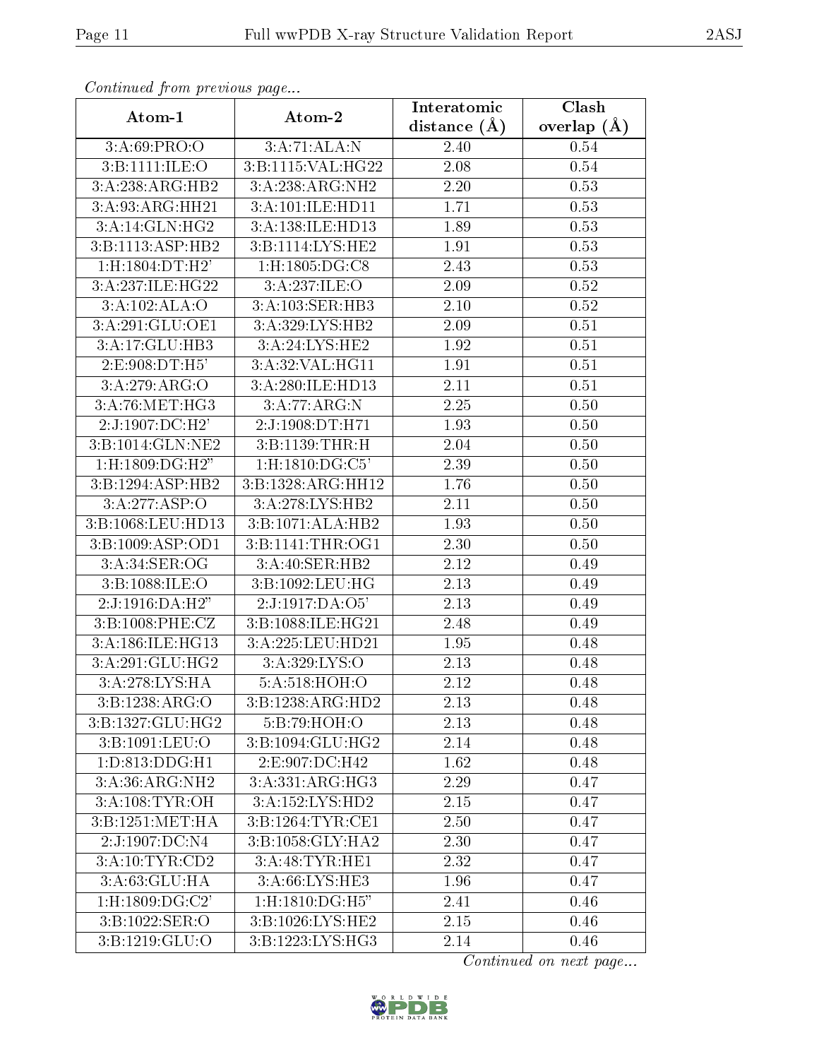*Continued from previous page...*

| Atom-1 | Atom-2 | Interatomic distance (Å) | Clash overlap (Å) |
|---|---|---|---|
| 3:A:69:PRO:O | 3:A:71:ALA:N | 2.40 | 0.54 |
| 3:B:1111:ILE:O | 3:B:1115:VAL:HG22 | 2.08 | 0.54 |
| 3:A:238:ARG:HB2 | 3:A:238:ARG:NH2 | 2.20 | 0.53 |
| 3:A:93:ARG:HH21 | 3:A:101:ILE:HD11 | 1.71 | 0.53 |
| 3:A:14:GLN:HG2 | 3:A:138:ILE:HD13 | 1.89 | 0.53 |
| 3:B:1113:ASP:HB2 | 3:B:1114:LYS:HE2 | 1.91 | 0.53 |
| 1:H:1804:DT:H2' | 1:H:1805:DG:C8 | 2.43 | 0.53 |
| 3:A:237:ILE:HG22 | 3:A:237:ILE:O | 2.09 | 0.52 |
| 3:A:102:ALA:O | 3:A:103:SER:HB3 | 2.10 | 0.52 |
| 3:A:291:GLU:OE1 | 3:A:329:LYS:HB2 | 2.09 | 0.51 |
| 3:A:17:GLU:HB3 | 3:A:24:LYS:HE2 | 1.92 | 0.51 |
| 2:E:908:DT:H5' | 3:A:32:VAL:HG11 | 1.91 | 0.51 |
| 3:A:279:ARG:O | 3:A:280:ILE:HD13 | 2.11 | 0.51 |
| 3:A:76:MET:HG3 | 3:A:77:ARG:N | 2.25 | 0.50 |
| 2:J:1907:DC:H2' | 2:J:1908:DT:H71 | 1.93 | 0.50 |
| 3:B:1014:GLN:NE2 | 3:B:1139:THR:H | 2.04 | 0.50 |
| 1:H:1809:DG:H2" | 1:H:1810:DG:C5' | 2.39 | 0.50 |
| 3:B:1294:ASP:HB2 | 3:B:1328:ARG:HH12 | 1.76 | 0.50 |
| 3:A:277:ASP:O | 3:A:278:LYS:HB2 | 2.11 | 0.50 |
| 3:B:1068:LEU:HD13 | 3:B:1071:ALA:HB2 | 1.93 | 0.50 |
| 3:B:1009:ASP:OD1 | 3:B:1141:THR:OG1 | 2.30 | 0.50 |
| 3:A:34:SER:OG | 3:A:40:SER:HB2 | 2.12 | 0.49 |
| 3:B:1088:ILE:O | 3:B:1092:LEU:HG | 2.13 | 0.49 |
| 2:J:1916:DA:H2" | 2:J:1917:DA:O5' | 2.13 | 0.49 |
| 3:B:1008:PHE:CZ | 3:B:1088:ILE:HG21 | 2.48 | 0.49 |
| 3:A:186:ILE:HG13 | 3:A:225:LEU:HD21 | 1.95 | 0.48 |
| 3:A:291:GLU:HG2 | 3:A:329:LYS:O | 2.13 | 0.48 |
| 3:A:278:LYS:HA | 5:A:518:HOH:O | 2.12 | 0.48 |
| 3:B:1238:ARG:O | 3:B:1238:ARG:HD2 | 2.13 | 0.48 |
| 3:B:1327:GLU:HG2 | 5:B:79:HOH:O | 2.13 | 0.48 |
| 3:B:1091:LEU:O | 3:B:1094:GLU:HG2 | 2.14 | 0.48 |
| 1:D:813:DDG:H1 | 2:E:907:DC:H42 | 1.62 | 0.48 |
| 3:A:36:ARG:NH2 | 3:A:331:ARG:HG3 | 2.29 | 0.47 |
| 3:A:108:TYR:OH | 3:A:152:LYS:HD2 | 2.15 | 0.47 |
| 3:B:1251:MET:HA | 3:B:1264:TYR:CE1 | 2.50 | 0.47 |
| 2:J:1907:DC:N4 | 3:B:1058:GLY:HA2 | 2.30 | 0.47 |
| 3:A:10:TYR:CD2 | 3:A:48:TYR:HE1 | 2.32 | 0.47 |
| 3:A:63:GLU:HA | 3:A:66:LYS:HE3 | 1.96 | 0.47 |
| 1:H:1809:DG:C2' | 1:H:1810:DG:H5" | 2.41 | 0.46 |
| 3:B:1022:SER:O | 3:B:1026:LYS:HE2 | 2.15 | 0.46 |
| 3:B:1219:GLU:O | 3:B:1223:LYS:HG3 | 2.14 | 0.46 |

*Continued on next page...*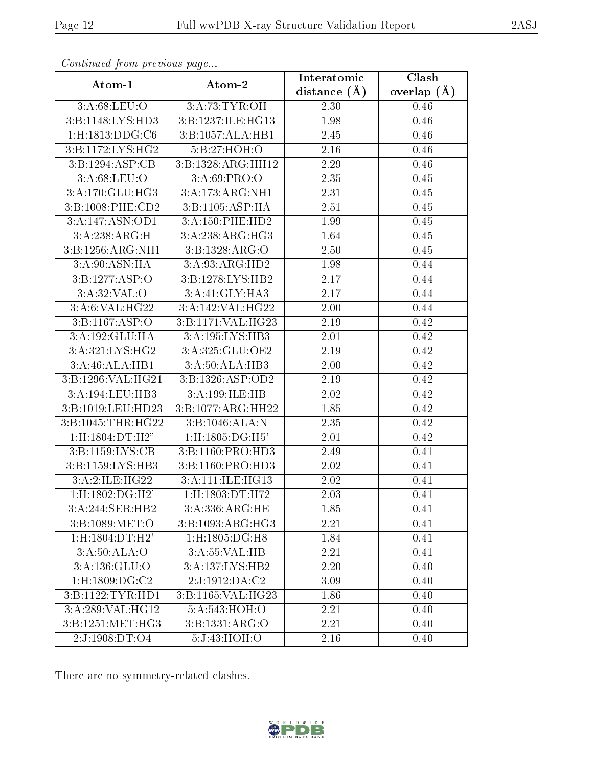*Continued from previous page...*

| Atom-1 | Atom-2 | Interatomic distance (Å) | Clash overlap (Å) |
|---|---|---|---|
| 3:A:68:LEU:O | 3:A:73:TYR:OH | 2.30 | 0.46 |
| 3:B:1148:LYS:HD3 | 3:B:1237:ILE:HG13 | 1.98 | 0.46 |
| 1:H:1813:DDG:C6 | 3:B:1057:ALA:HB1 | 2.45 | 0.46 |
| 3:B:1172:LYS:HG2 | 5:B:27:HOH:O | 2.16 | 0.46 |
| 3:B:1294:ASP:CB | 3:B:1328:ARG:HH12 | 2.29 | 0.46 |
| 3:A:68:LEU:O | 3:A:69:PRO:O | 2.35 | 0.45 |
| 3:A:170:GLU:HG3 | 3:A:173:ARG:NH1 | 2.31 | 0.45 |
| 3:B:1008:PHE:CD2 | 3:B:1105:ASP:HA | 2.51 | 0.45 |
| 3:A:147:ASN:OD1 | 3:A:150:PHE:HD2 | 1.99 | 0.45 |
| 3:A:238:ARG:H | 3:A:238:ARG:HG3 | 1.64 | 0.45 |
| 3:B:1256:ARG:NH1 | 3:B:1328:ARG:O | 2.50 | 0.45 |
| 3:A:90:ASN:HA | 3:A:93:ARG:HD2 | 1.98 | 0.44 |
| 3:B:1277:ASP:O | 3:B:1278:LYS:HB2 | 2.17 | 0.44 |
| 3:A:32:VAL:O | 3:A:41:GLY:HA3 | 2.17 | 0.44 |
| 3:A:6:VAL:HG22 | 3:A:142:VAL:HG22 | 2.00 | 0.44 |
| 3:B:1167:ASP:O | 3:B:1171:VAL:HG23 | 2.19 | 0.42 |
| 3:A:192:GLU:HA | 3:A:195:LYS:HB3 | 2.01 | 0.42 |
| 3:A:321:LYS:HG2 | 3:A:325:GLU:OE2 | 2.19 | 0.42 |
| 3:A:46:ALA:HB1 | 3:A:50:ALA:HB3 | 2.00 | 0.42 |
| 3:B:1296:VAL:HG21 | 3:B:1326:ASP:OD2 | 2.19 | 0.42 |
| 3:A:194:LEU:HB3 | 3:A:199:ILE:HB | 2.02 | 0.42 |
| 3:B:1019:LEU:HD23 | 3:B:1077:ARG:HH22 | 1.85 | 0.42 |
| 3:B:1045:THR:HG22 | 3:B:1046:ALA:N | 2.35 | 0.42 |
| 1:H:1804:DT:H2" | 1:H:1805:DG:H5' | 2.01 | 0.42 |
| 3:B:1159:LYS:CB | 3:B:1160:PRO:HD3 | 2.49 | 0.41 |
| 3:B:1159:LYS:HB3 | 3:B:1160:PRO:HD3 | 2.02 | 0.41 |
| 3:A:2:ILE:HG22 | 3:A:111:ILE:HG13 | 2.02 | 0.41 |
| 1:H:1802:DG:H2' | 1:H:1803:DT:H72 | 2.03 | 0.41 |
| 3:A:244:SER:HB2 | 3:A:336:ARG:HE | 1.85 | 0.41 |
| 3:B:1089:MET:O | 3:B:1093:ARG:HG3 | 2.21 | 0.41 |
| 1:H:1804:DT:H2' | 1:H:1805:DG:H8 | 1.84 | 0.41 |
| 3:A:50:ALA:O | 3:A:55:VAL:HB | 2.21 | 0.41 |
| 3:A:136:GLU:O | 3:A:137:LYS:HB2 | 2.20 | 0.40 |
| 1:H:1809:DG:C2 | 2:J:1912:DA:C2 | 3.09 | 0.40 |
| 3:B:1122:TYR:HD1 | 3:B:1165:VAL:HG23 | 1.86 | 0.40 |
| 3:A:289:VAL:HG12 | 5:A:543:HOH:O | 2.21 | 0.40 |
| 3:B:1251:MET:HG3 | 3:B:1331:ARG:O | 2.21 | 0.40 |
| 2:J:1908:DT:O4 | 5:J:43:HOH:O | 2.16 | 0.40 |

There are no symmetry-related clashes.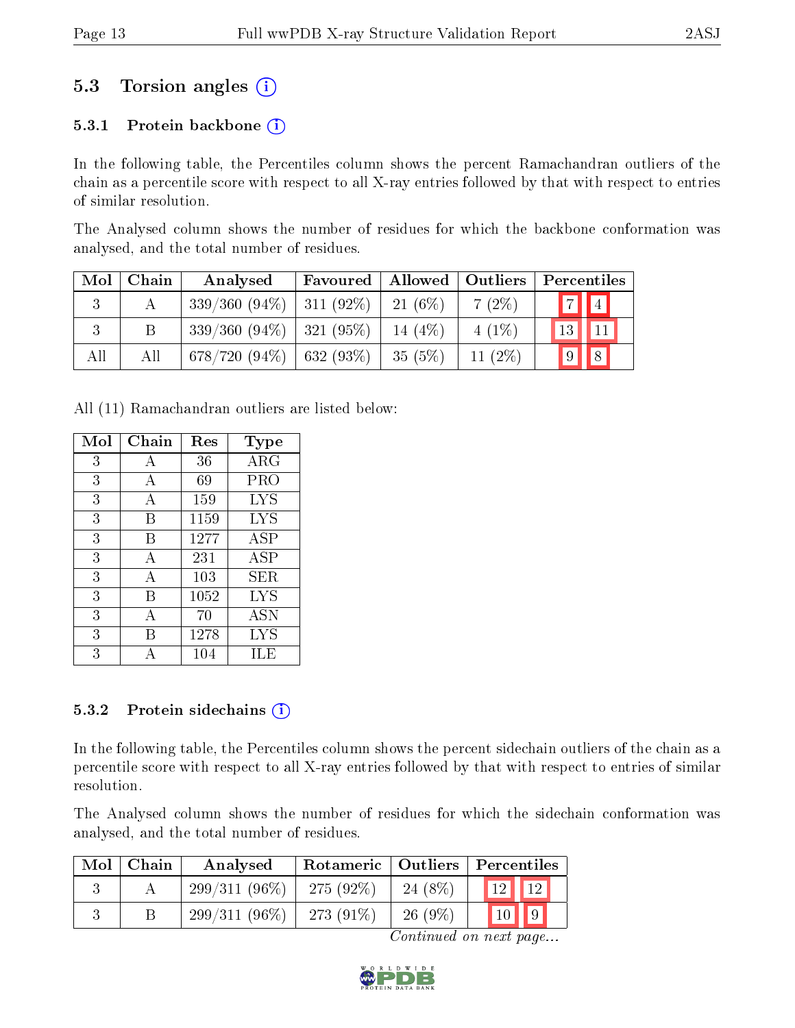## 5.3 Torsion angles

### 5.3.1 Protein backbone

In the following table, the Percentiles column shows the percent Ramachandran outliers of the chain as a percentile score with respect to all X-ray entries followed by that with respect to entries of similar resolution.

The Analysed column shows the number of residues for which the backbone conformation was analysed, and the total number of residues.

| Mol | Chain | Analysed | Favoured | Allowed | Outliers | Percentiles | |
|---|---|---|---|---|---|---|---|
| 3 | A | 339/360 (94%) | 311 (92%) | 21 (6%) | 7 (2%) | 7 | 4 |
| 3 | B | 339/360 (94%) | 321 (95%) | 14 (4%) | 4 (1%) | 13 | 11 |
| All | All | 678/720 (94%) | 632 (93%) | 35 (5%) | 11 (2%) | 9 | 8 |

All (11) Ramachandran outliers are listed below:

| Mol | Chain | Res | Type |
|---|---|---|---|
| 3 | A | 36 | ARG |
| 3 | A | 69 | PRO |
| 3 | A | 159 | LYS |
| 3 | B | 1159 | LYS |
| 3 | B | 1277 | ASP |
| 3 | A | 231 | ASP |
| 3 | A | 103 | SER |
| 3 | B | 1052 | LYS |
| 3 | A | 70 | ASN |
| 3 | B | 1278 | LYS |
| 3 | A | 104 | ILE |

### 5.3.2 Protein sidechains

In the following table, the Percentiles column shows the percent sidechain outliers of the chain as a percentile score with respect to all X-ray entries followed by that with respect to entries of similar resolution.

The Analysed column shows the number of residues for which the sidechain conformation was analysed, and the total number of residues.

| Mol | Chain | Analysed | Rotameric | Outliers | Percentiles | |
|---|---|---|---|---|---|---|
| 3 | A | 299/311 (96%) | 275 (92%) | 24 (8%) | 12 | 12 |
| 3 | B | 299/311 (96%) | 273 (91%) | 26 (9%) | 10 | 9 |

*Continued on next page...*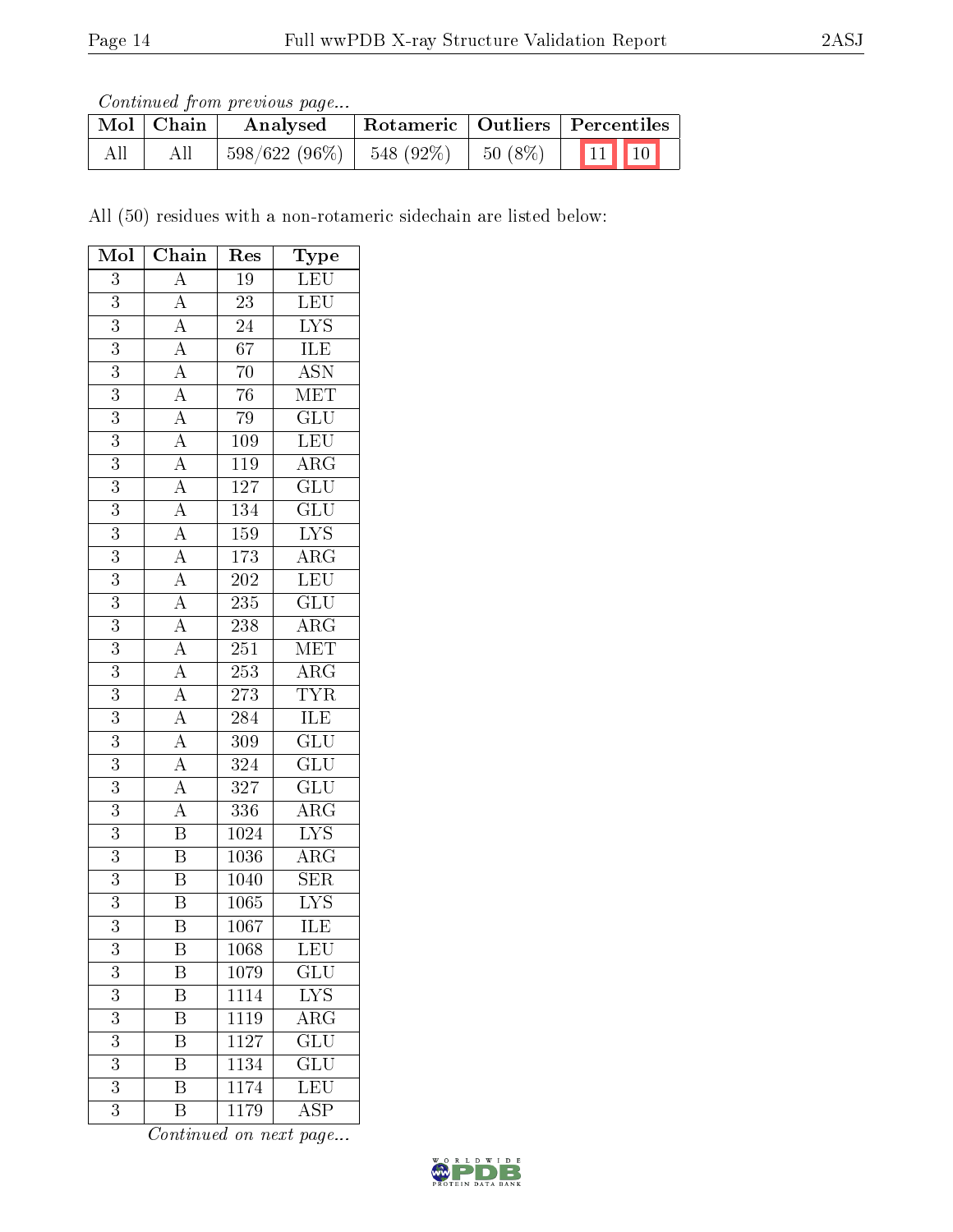*Continued from previous page...*

| Mol | Chain | Analysed | Rotameric | Outliers | Percentiles | |
|---|---|---|---|---|---|---|
| All | All | 598/622 (96%) | 548 (92%) | 50 (8%) | 11 | 10 |

All (50) residues with a non-rotameric sidechain are listed below:

| Mol | Chain | Res | Type |
|---|---|---|---|
| 3 | A | 19 | LEU |
| 3 | A | 23 | LEU |
| 3 | A | 24 | LYS |
| 3 | A | 67 | ILE |
| 3 | A | 70 | ASN |
| 3 | A | 76 | MET |
| 3 | A | 79 | GLU |
| 3 | A | 109 | LEU |
| 3 | A | 119 | ARG |
| 3 | A | 127 | GLU |
| 3 | A | 134 | GLU |
| 3 | A | 159 | LYS |
| 3 | A | 173 | ARG |
| 3 | A | 202 | LEU |
| 3 | A | 235 | GLU |
| 3 | A | 238 | ARG |
| 3 | A | 251 | MET |
| 3 | A | 253 | ARG |
| 3 | A | 273 | TYR |
| 3 | A | 284 | ILE |
| 3 | A | 309 | GLU |
| 3 | A | 324 | GLU |
| 3 | A | 327 | GLU |
| 3 | A | 336 | ARG |
| 3 | B | 1024 | LYS |
| 3 | B | 1036 | ARG |
| 3 | B | 1040 | SER |
| 3 | B | 1065 | LYS |
| 3 | B | 1067 | ILE |
| 3 | B | 1068 | LEU |
| 3 | B | 1079 | GLU |
| 3 | B | 1114 | LYS |
| 3 | B | 1119 | ARG |
| 3 | B | 1127 | GLU |
| 3 | B | 1134 | GLU |
| 3 | B | 1174 | LEU |
| 3 | B | 1179 | ASP |

*Continued on next page...*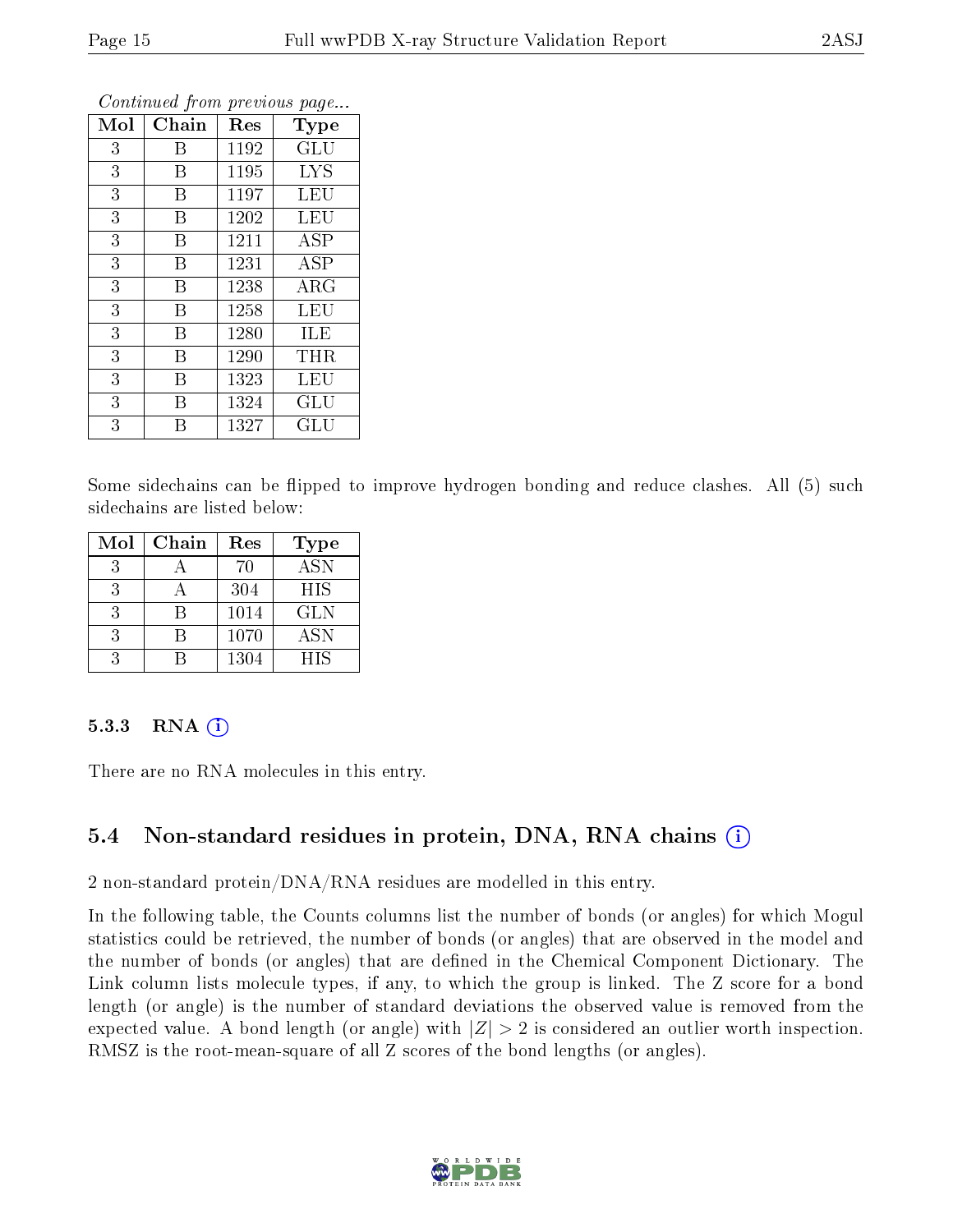*Continued from previous page...*

| Mol | Chain | Res | Type |
|---|---|---|---|
| 3 | B | 1192 | GLU |
| 3 | B | 1195 | LYS |
| 3 | B | 1197 | LEU |
| 3 | B | 1202 | LEU |
| 3 | B | 1211 | ASP |
| 3 | B | 1231 | ASP |
| 3 | B | 1238 | ARG |
| 3 | B | 1258 | LEU |
| 3 | B | 1280 | ILE |
| 3 | B | 1290 | THR |
| 3 | B | 1323 | LEU |
| 3 | B | 1324 | GLU |
| 3 | B | 1327 | GLU |

Some sidechains can be flipped to improve hydrogen bonding and reduce clashes. All (5) such sidechains are listed below:

| Mol | Chain | Res | Type |
|---|---|---|---|
| 3 | A | 70 | ASN |
| 3 | A | 304 | HIS |
| 3 | B | 1014 | GLN |
| 3 | B | 1070 | ASN |
| 3 | B | 1304 | HIS |

### 5.3.3 RNA

There are no RNA molecules in this entry.

## 5.4 Non-standard residues in protein, DNA, RNA chains

2 non-standard protein/DNA/RNA residues are modelled in this entry.

In the following table, the Counts columns list the number of bonds (or angles) for which Mogul statistics could be retrieved, the number of bonds (or angles) that are observed in the model and the number of bonds (or angles) that are defined in the Chemical Component Dictionary. The Link column lists molecule types, if any, to which the group is linked. The Z score for a bond length (or angle) is the number of standard deviations the observed value is removed from the expected value. A bond length (or angle) with $|Z| > 2$ is considered an outlier worth inspection. RMSZ is the root-mean-square of all Z scores of the bond lengths (or angles).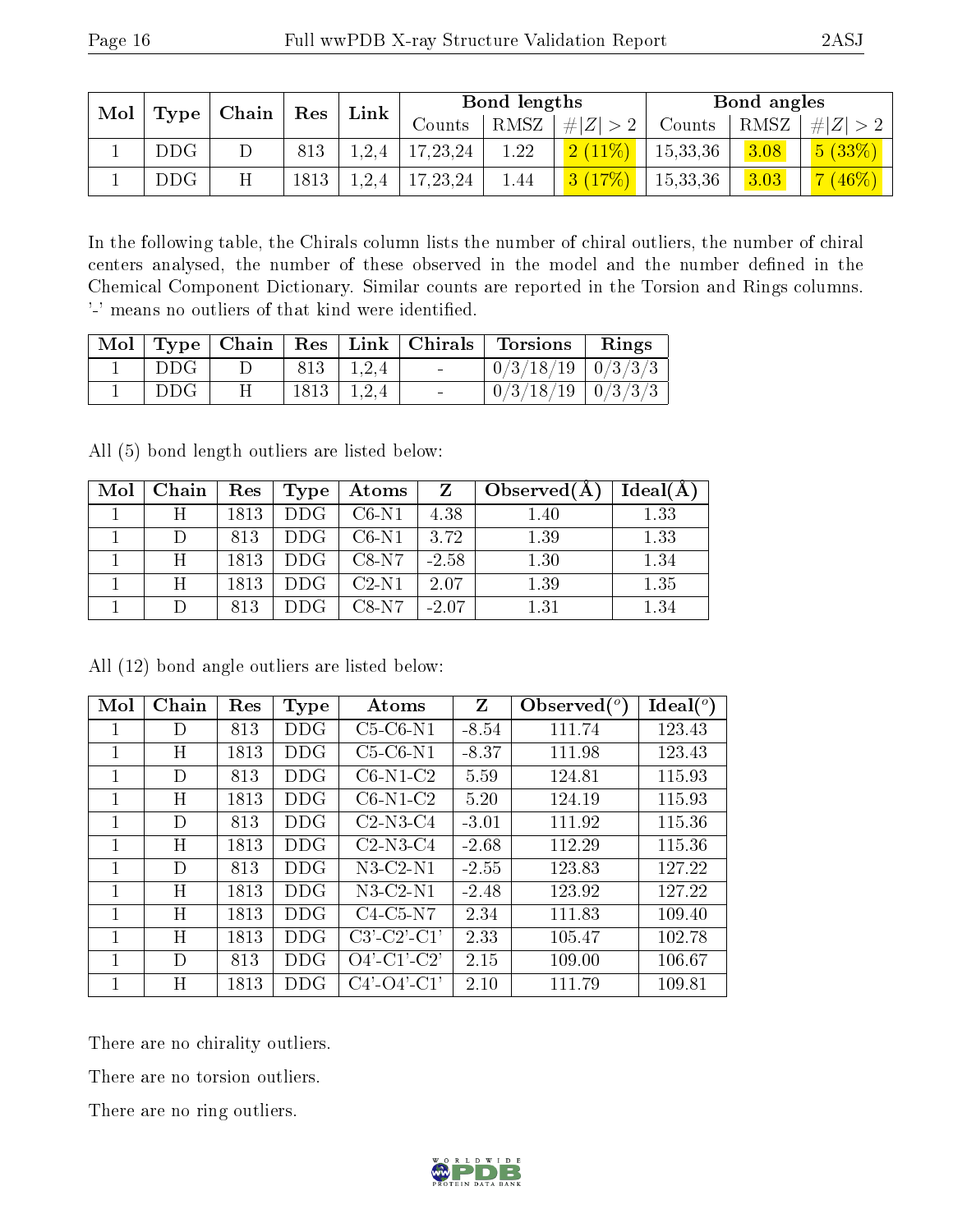| Mol | Type | Chain | Res | Link | Bond lengths | | | Bond angles | | |
|---|---|---|---|---|---|---|---|---|---|---|
| | | | | | Counts | RMSZ | #\|Z\| > 2 | Counts | RMSZ | #\|Z\| > 2 |
| 1 | DDG | D | 813 | 1,2,4 | 17,23,24 | 1.22 | 2 (11%) | 15,33,36 | 3.08 | 5 (33%) |
| 1 | DDG | H | 1813 | 1,2,4 | 17,23,24 | 1.44 | 3 (17%) | 15,33,36 | 3.03 | 7 (46%) |

In the following table, the Chirals column lists the number of chiral outliers, the number of chiral centers analysed, the number of these observed in the model and the number defined in the Chemical Component Dictionary. Similar counts are reported in the Torsion and Rings columns. '-' means no outliers of that kind were identified.

| Mol | Type | Chain | Res | Link | Chirals | Torsions | Rings |
|---|---|---|---|---|---|---|---|
| 1 | DDG | D | 813 | 1,2,4 | - | 0/3/18/19 | 0/3/3/3 |
| 1 | DDG | H | 1813 | 1,2,4 | - | 0/3/18/19 | 0/3/3/3 |

All (5) bond length outliers are listed below:

| Mol | Chain | Res | Type | Atoms | Z | Observed(Å) | Ideal(Å) |
|---|---|---|---|---|---|---|---|
| 1 | H | 1813 | DDG | C6-N1 | 4.38 | 1.40 | 1.33 |
| 1 | D | 813 | DDG | C6-N1 | 3.72 | 1.39 | 1.33 |
| 1 | H | 1813 | DDG | C8-N7 | -2.58 | 1.30 | 1.34 |
| 1 | H | 1813 | DDG | C2-N1 | 2.07 | 1.39 | 1.35 |
| 1 | D | 813 | DDG | C8-N7 | -2.07 | 1.31 | 1.34 |

All (12) bond angle outliers are listed below:

| Mol | Chain | Res | Type | Atoms | Z | Observed(°) | Ideal(°) |
|---|---|---|---|---|---|---|---|
| 1 | D | 813 | DDG | C5-C6-N1 | -8.54 | 111.74 | 123.43 |
| 1 | H | 1813 | DDG | C5-C6-N1 | -8.37 | 111.98 | 123.43 |
| 1 | D | 813 | DDG | C6-N1-C2 | 5.59 | 124.81 | 115.93 |
| 1 | H | 1813 | DDG | C6-N1-C2 | 5.20 | 124.19 | 115.93 |
| 1 | D | 813 | DDG | C2-N3-C4 | -3.01 | 111.92 | 115.36 |
| 1 | H | 1813 | DDG | C2-N3-C4 | -2.68 | 112.29 | 115.36 |
| 1 | D | 813 | DDG | N3-C2-N1 | -2.55 | 123.83 | 127.22 |
| 1 | H | 1813 | DDG | N3-C2-N1 | -2.48 | 123.92 | 127.22 |
| 1 | H | 1813 | DDG | C4-C5-N7 | 2.34 | 111.83 | 109.40 |
| 1 | H | 1813 | DDG | C3'-C2'-C1' | 2.33 | 105.47 | 102.78 |
| 1 | D | 813 | DDG | O4'-C1'-C2' | 2.15 | 109.00 | 106.67 |
| 1 | H | 1813 | DDG | C4'-O4'-C1' | 2.10 | 111.79 | 109.81 |

There are no chirality outliers.

There are no torsion outliers.

There are no ring outliers.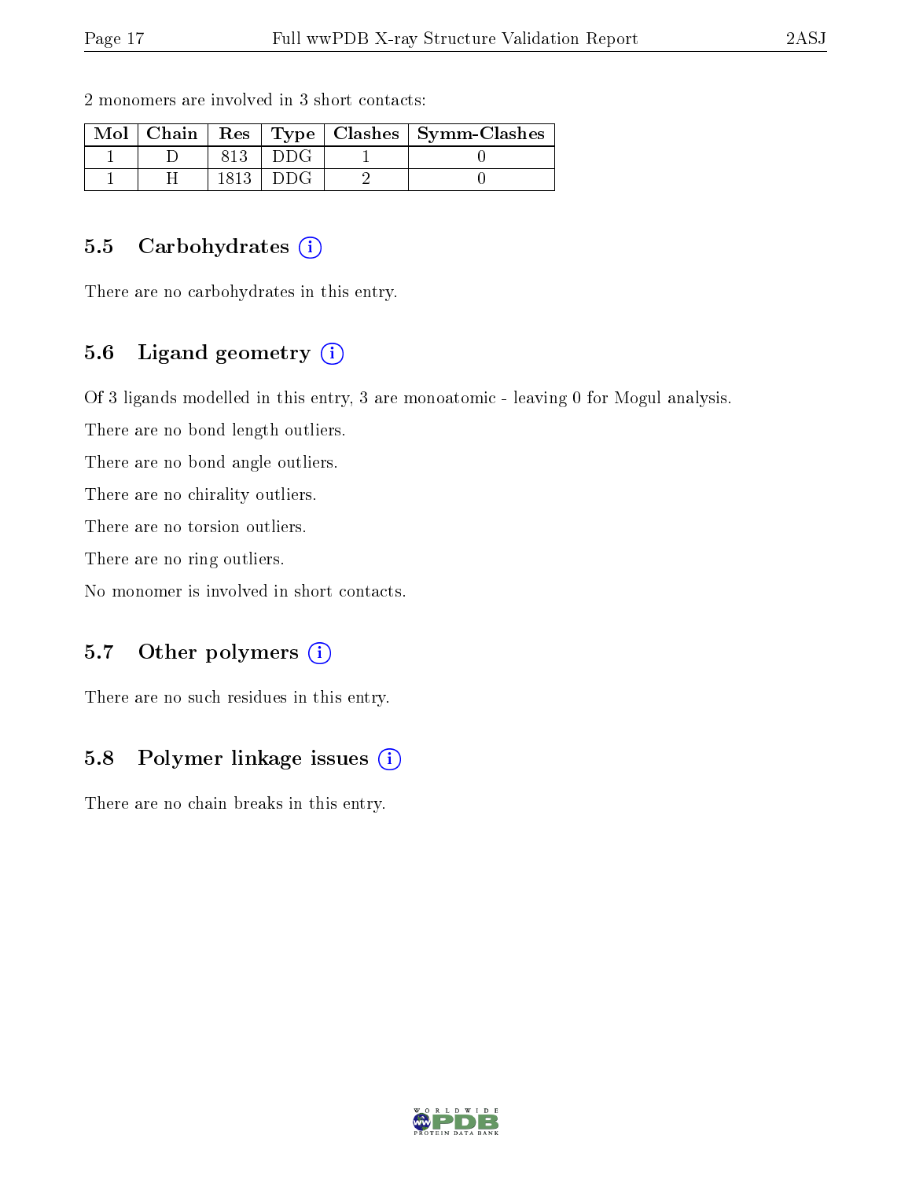2 monomers are involved in 3 short contacts:

| Mol | Chain | Res | Type | Clashes | Symm-Clashes |
|---|---|---|---|---|---|
| 1 | D | 813 | DDG | 1 | 0 |
| 1 | H | 1813 | DDG | 2 | 0 |

### 5.5 Carbohydrates

There are no carbohydrates in this entry.

### 5.6 Ligand geometry

Of 3 ligands modelled in this entry, 3 are monoatomic - leaving 0 for Mogul analysis.

There are no bond length outliers.

There are no bond angle outliers.

There are no chirality outliers.

There are no torsion outliers.

There are no ring outliers.

No monomer is involved in short contacts.

### 5.7 Other polymers

There are no such residues in this entry.

### 5.8 Polymer linkage issues

There are no chain breaks in this entry.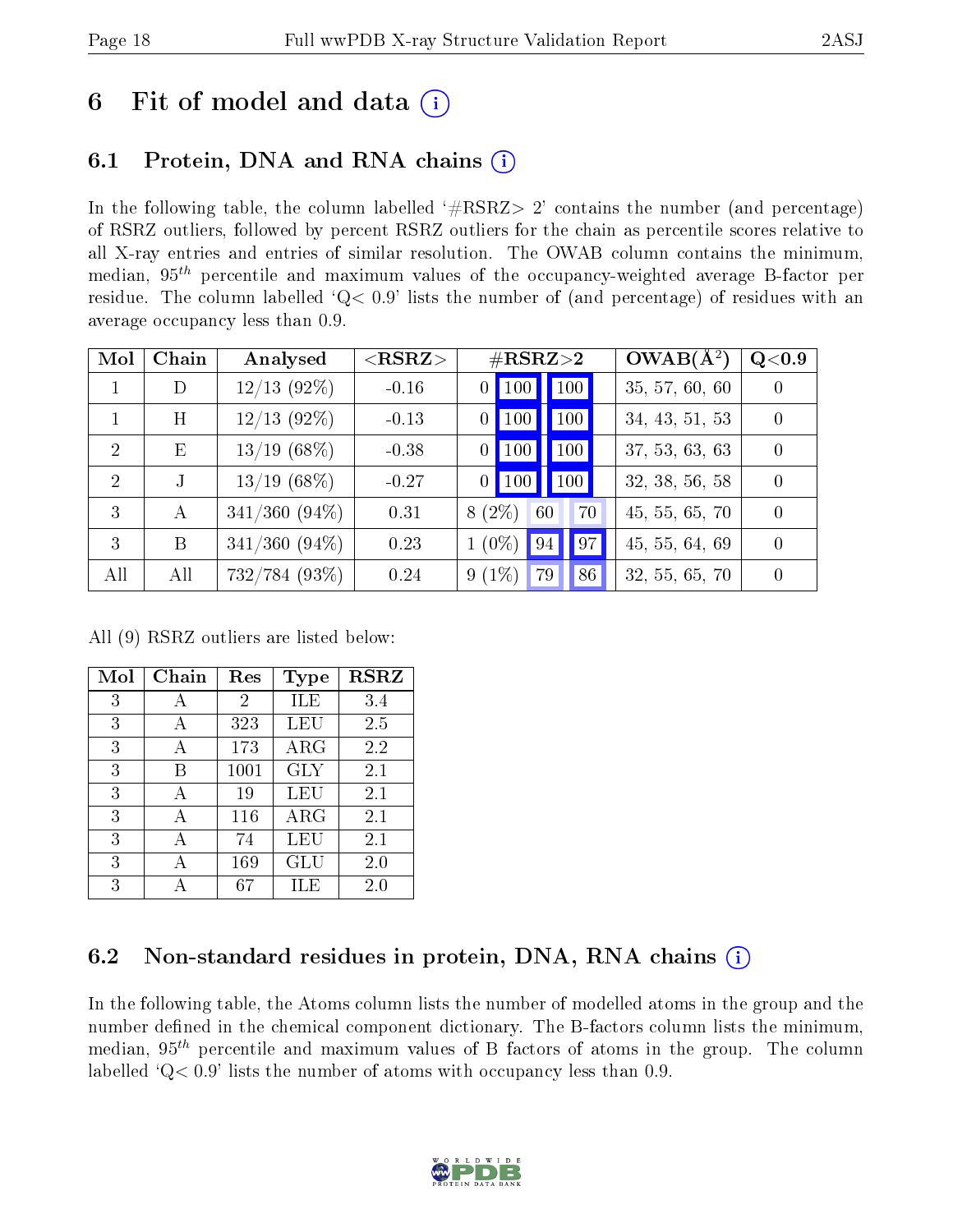# 6 Fit of model and data (i)

## 6.1 Protein, DNA and RNA chains (i)

In the following table, the column labelled '#RSRZ> 2' contains the number (and percentage) of RSRZ outliers, followed by percent RSRZ outliers for the chain as percentile scores relative to all X-ray entries and entries of similar resolution. The OWAB column contains the minimum, median, $95^{th}$ percentile and maximum values of the occupancy-weighted average B-factor per residue. The column labelled 'Q< 0.9' lists the number of (and percentage) of residues with an average occupancy less than 0.9.

| Mol | Chain | Analysed | <RSRZ> | #RSRZ>2 | | | OWAB(Å$^2$) | Q<0.9 |
|---|---|---|---|---|---|---|---|---|
| 1 | D | 12/13 (92%) | -0.16 | 0 | 100 | 100 | 35, 57, 60, 60 | 0 |
| 1 | H | 12/13 (92%) | -0.13 | 0 | 100 | 100 | 34, 43, 51, 53 | 0 |
| 2 | E | 13/19 (68%) | -0.38 | 0 | 100 | 100 | 37, 53, 63, 63 | 0 |
| 2 | J | 13/19 (68%) | -0.27 | 0 | 100 | 100 | 32, 38, 56, 58 | 0 |
| 3 | A | 341/360 (94%) | 0.31 | 8 (2%) | 60 | 70 | 45, 55, 65, 70 | 0 |
| 3 | B | 341/360 (94%) | 0.23 | 1 (0%) | 94 | 97 | 45, 55, 64, 69 | 0 |
| All | All | 732/784 (93%) | 0.24 | 9 (1%) | 79 | 86 | 32, 55, 65, 70 | 0 |

All (9) RSRZ outliers are listed below:

| Mol | Chain | Res | Type | RSRZ |
|---|---|---|---|---|
| 3 | A | 2 | ILE | 3.4 |
| 3 | A | 323 | LEU | 2.5 |
| 3 | A | 173 | ARG | 2.2 |
| 3 | B | 1001 | GLY | 2.1 |
| 3 | A | 19 | LEU | 2.1 |
| 3 | A | 116 | ARG | 2.1 |
| 3 | A | 74 | LEU | 2.1 |
| 3 | A | 169 | GLU | 2.0 |
| 3 | A | 67 | ILE | 2.0 |

## 6.2 Non-standard residues in protein, DNA, RNA chains (i)

In the following table, the Atoms column lists the number of modelled atoms in the group and the number defined in the chemical component dictionary. The B-factors column lists the minimum, median, $95^{th}$ percentile and maximum values of B factors of atoms in the group. The column labelled 'Q< 0.9' lists the number of atoms with occupancy less than 0.9.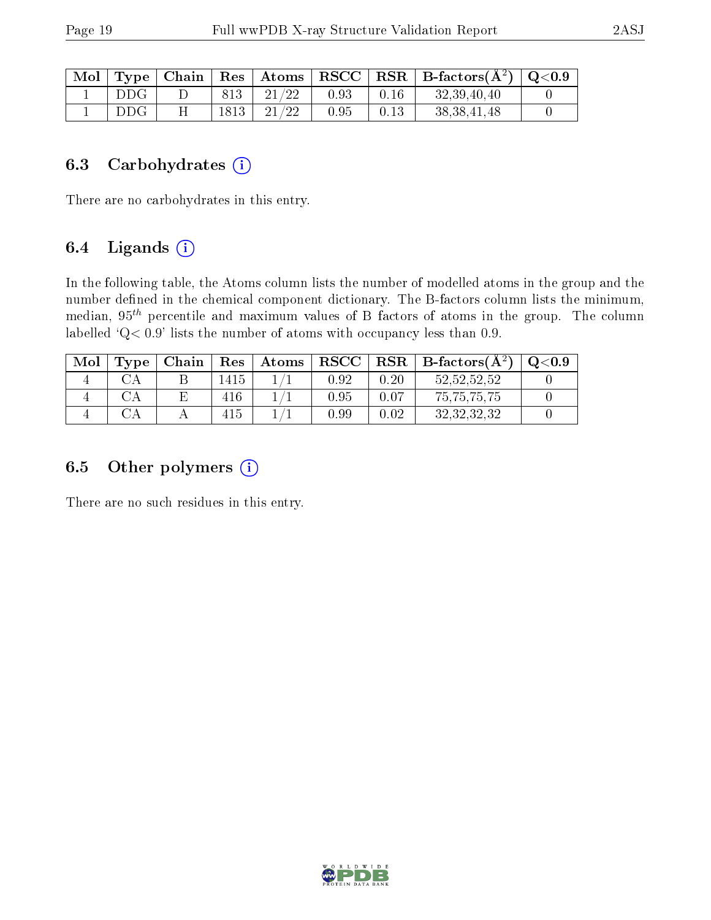| Mol | Type | Chain | Res | Atoms | RSCC | RSR | B-factors($\AA^2$) | Q<0.9 |
|---|---|---|---|---|---|---|---|---|
| 1 | DDG | D | 813 | 21/22 | 0.93 | 0.16 | 32,39,40,40 | 0 |
| 1 | DDG | H | 1813 | 21/22 | 0.95 | 0.13 | 38,38,41,48 | 0 |

### 6.3 Carbohydrates (i)

There are no carbohydrates in this entry.

### 6.4 Ligands (i)

In the following table, the Atoms column lists the number of modelled atoms in the group and the number defined in the chemical component dictionary. The B-factors column lists the minimum, median, $95^{th}$ percentile and maximum values of B factors of atoms in the group. The column labelled 'Q< 0.9' lists the number of atoms with occupancy less than 0.9.

| Mol | Type | Chain | Res | Atoms | RSCC | RSR | B-factors($\AA^2$) | Q<0.9 |
|---|---|---|---|---|---|---|---|---|
| 4 | CA | B | 1415 | 1/1 | 0.92 | 0.20 | 52,52,52,52 | 0 |
| 4 | CA | E | 416 | 1/1 | 0.95 | 0.07 | 75,75,75,75 | 0 |
| 4 | CA | A | 415 | 1/1 | 0.99 | 0.02 | 32,32,32,32 | 0 |

### 6.5 Other polymers (i)

There are no such residues in this entry.